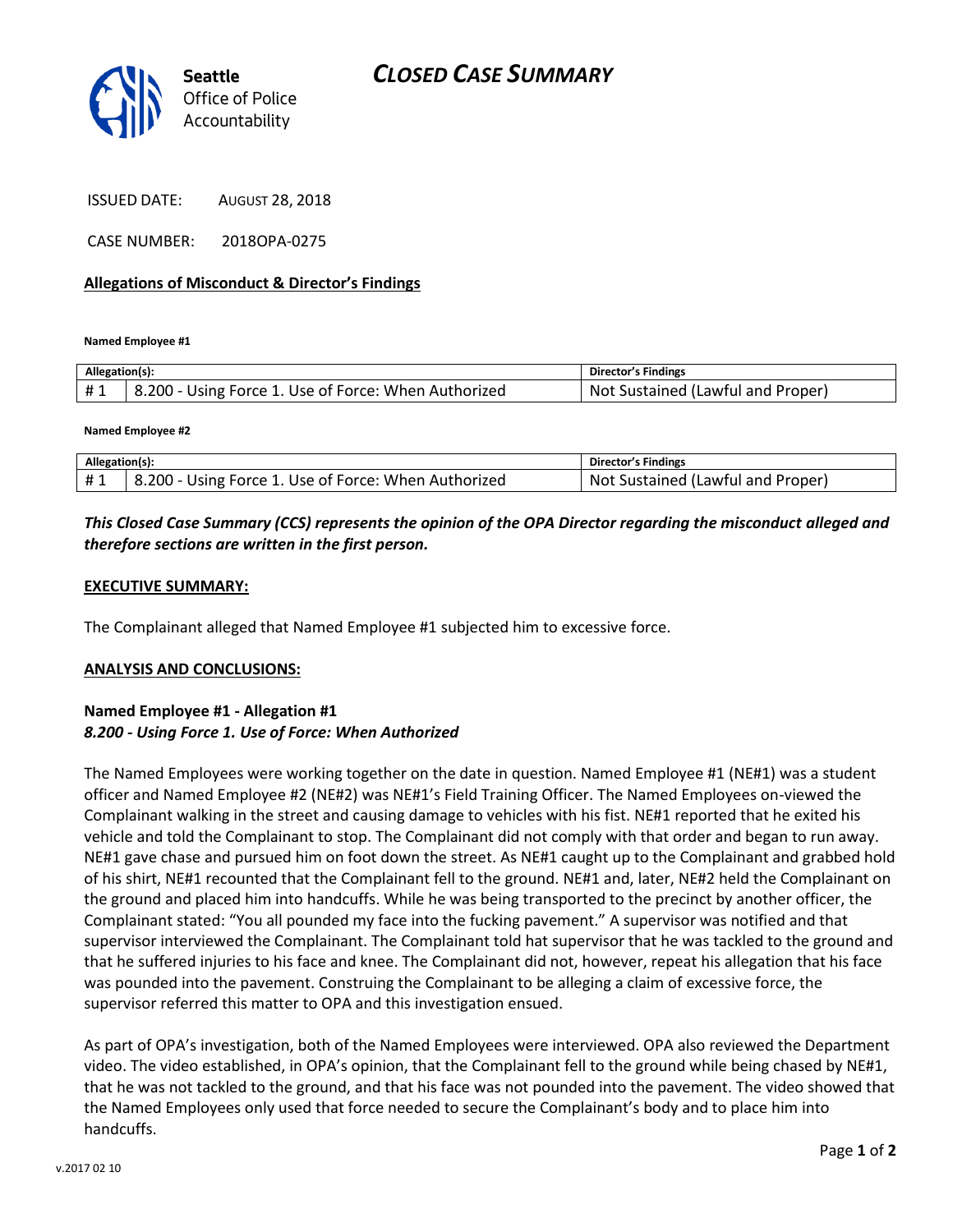Seattle Office of Police Accountability

# CLOSED CASE SUMMARY

ISSUED DATE: AUGUST 28, 2018

CASE NUMBER: 2018OPA-0275

**Allegations of Misconduct & Director's Findings**

**Named Employee #1**

| Allegation(s): | | Director's Findings |
|---|---|---|
| # 1 | 8.200 - Using Force 1. Use of Force: When Authorized | Not Sustained (Lawful and Proper) |

**Named Employee #2**

| Allegation(s): | | Director's Findings |
|---|---|---|
| # 1 | 8.200 - Using Force 1. Use of Force: When Authorized | Not Sustained (Lawful and Proper) |

***This Closed Case Summary (CCS) represents the opinion of the OPA Director regarding the misconduct alleged and therefore sections are written in the first person.***

**EXECUTIVE SUMMARY:**

The Complainant alleged that Named Employee #1 subjected him to excessive force.

**ANALYSIS AND CONCLUSIONS:**

**Named Employee #1 - Allegation #1**
***8.200 - Using Force 1. Use of Force: When Authorized***

The Named Employees were working together on the date in question. Named Employee #1 (NE#1) was a student officer and Named Employee #2 (NE#2) was NE#1's Field Training Officer. The Named Employees on-viewed the Complainant walking in the street and causing damage to vehicles with his fist. NE#1 reported that he exited his vehicle and told the Complainant to stop. The Complainant did not comply with that order and began to run away. NE#1 gave chase and pursued him on foot down the street. As NE#1 caught up to the Complainant and grabbed hold of his shirt, NE#1 recounted that the Complainant fell to the ground. NE#1 and, later, NE#2 held the Complainant on the ground and placed him into handcuffs. While he was being transported to the precinct by another officer, the Complainant stated: "You all pounded my face into the fucking pavement." A supervisor was notified and that supervisor interviewed the Complainant. The Complainant told hat supervisor that he was tackled to the ground and that he suffered injuries to his face and knee. The Complainant did not, however, repeat his allegation that his face was pounded into the pavement. Construing the Complainant to be alleging a claim of excessive force, the supervisor referred this matter to OPA and this investigation ensued.

As part of OPA's investigation, both of the Named Employees were interviewed. OPA also reviewed the Department video. The video established, in OPA's opinion, that the Complainant fell to the ground while being chased by NE#1, that he was not tackled to the ground, and that his face was not pounded into the pavement. The video showed that the Named Employees only used that force needed to secure the Complainant's body and to place him into handcuffs.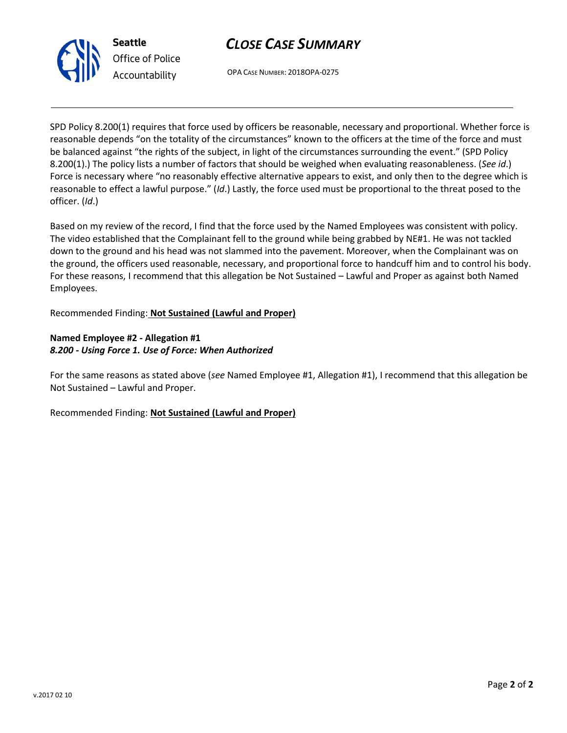SPD Policy 8.200(1) requires that force used by officers be reasonable, necessary and proportional. Whether force is reasonable depends "on the totality of the circumstances" known to the officers at the time of the force and must be balanced against "the rights of the subject, in light of the circumstances surrounding the event." (SPD Policy 8.200(1).) The policy lists a number of factors that should be weighed when evaluating reasonableness. (*See id*.) Force is necessary where "no reasonably effective alternative appears to exist, and only then to the degree which is reasonable to effect a lawful purpose." (*Id*.) Lastly, the force used must be proportional to the threat posed to the officer. (*Id*.)

Based on my review of the record, I find that the force used by the Named Employees was consistent with policy. The video established that the Complainant fell to the ground while being grabbed by NE#1. He was not tackled down to the ground and his head was not slammed into the pavement. Moreover, when the Complainant was on the ground, the officers used reasonable, necessary, and proportional force to handcuff him and to control his body. For these reasons, I recommend that this allegation be Not Sustained – Lawful and Proper as against both Named Employees.

Recommended Finding: **Not Sustained (Lawful and Proper)**

**Named Employee #2 - Allegation #1**
***8.200 - Using Force 1. Use of Force: When Authorized***

For the same reasons as stated above (*see* Named Employee #1, Allegation #1), I recommend that this allegation be Not Sustained – Lawful and Proper.

Recommended Finding: **Not Sustained (Lawful and Proper)**